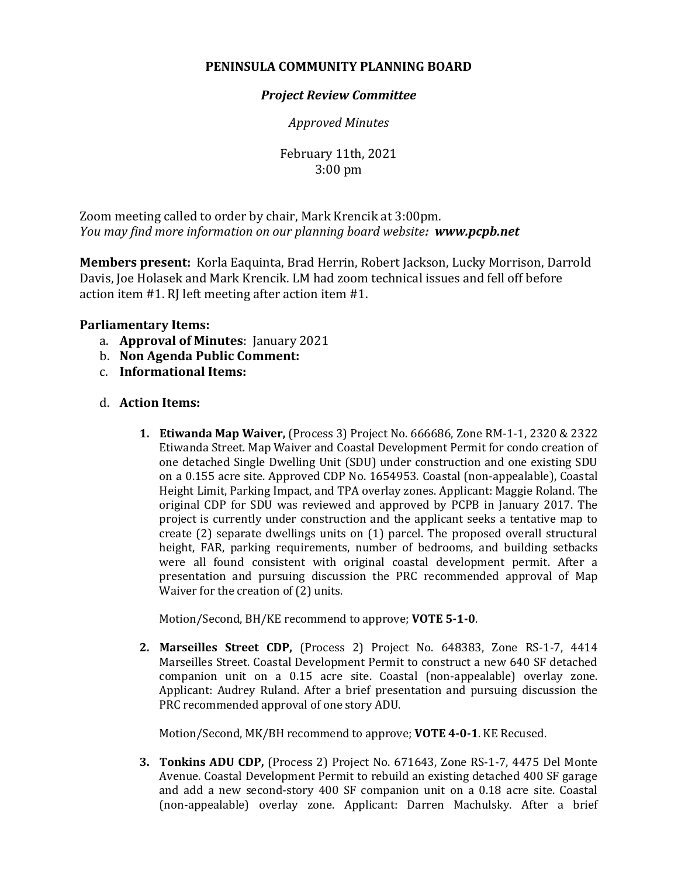**PENINSULA COMMUNITY PLANNING BOARD**

***Project Review Committee***

*Approved Minutes*

February 11th, 2021
3:00 pm

Zoom meeting called to order by chair, Mark Krencik at 3:00pm.
*You may find more information on our planning board website**: www.pcpb.net***

**Members present:** Korla Eaquinta, Brad Herrin, Robert Jackson, Lucky Morrison, Darrold Davis, Joe Holasek and Mark Krencik. LM had zoom technical issues and fell off before action item #1. RJ left meeting after action item #1.

**Parliamentary Items:**

a. **Approval of Minutes**: January 2021
b. **Non Agenda Public Comment:**
c. **Informational Items:**

d. **Action Items:**

1. **Etiwanda Map Waiver,** (Process 3) Project No. 666686, Zone RM-1-1, 2320 & 2322 Etiwanda Street. Map Waiver and Coastal Development Permit for condo creation of one detached Single Dwelling Unit (SDU) under construction and one existing SDU on a 0.155 acre site. Approved CDP No. 1654953. Coastal (non-appealable), Coastal Height Limit, Parking Impact, and TPA overlay zones. Applicant: Maggie Roland. The original CDP for SDU was reviewed and approved by PCPB in January 2017. The project is currently under construction and the applicant seeks a tentative map to create (2) separate dwellings units on (1) parcel. The proposed overall structural height, FAR, parking requirements, number of bedrooms, and building setbacks were all found consistent with original coastal development permit. After a presentation and pursuing discussion the PRC recommended approval of Map Waiver for the creation of (2) units.

   Motion/Second, BH/KE recommend to approve; **VOTE 5-1-0**.

2. **Marseilles Street CDP,** (Process 2) Project No. 648383, Zone RS-1-7, 4414 Marseilles Street. Coastal Development Permit to construct a new 640 SF detached companion unit on a 0.15 acre site. Coastal (non-appealable) overlay zone. Applicant: Audrey Ruland. After a brief presentation and pursuing discussion the PRC recommended approval of one story ADU.

   Motion/Second, MK/BH recommend to approve; **VOTE 4-0-1**. KE Recused.

3. **Tonkins ADU CDP,** (Process 2) Project No. 671643, Zone RS-1-7, 4475 Del Monte Avenue. Coastal Development Permit to rebuild an existing detached 400 SF garage and add a new second-story 400 SF companion unit on a 0.18 acre site. Coastal (non-appealable) overlay zone. Applicant: Darren Machulsky. After a brief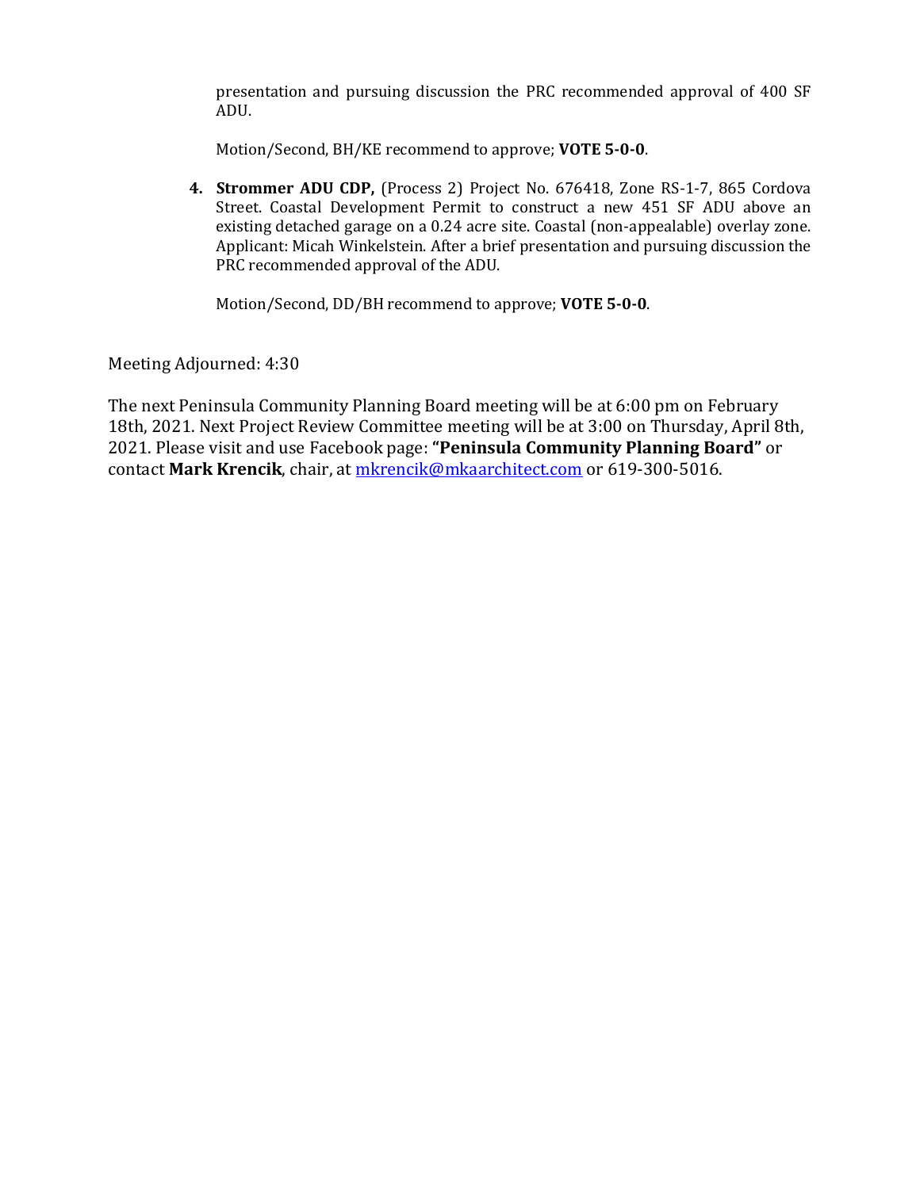presentation and pursuing discussion the PRC recommended approval of 400 SF ADU.

Motion/Second, BH/KE recommend to approve; **VOTE 5-0-0**.

4. **Strommer ADU CDP,** (Process 2) Project No. 676418, Zone RS-1-7, 865 Cordova Street. Coastal Development Permit to construct a new 451 SF ADU above an existing detached garage on a 0.24 acre site. Coastal (non-appealable) overlay zone. Applicant: Micah Winkelstein. After a brief presentation and pursuing discussion the PRC recommended approval of the ADU.

   Motion/Second, DD/BH recommend to approve; **VOTE 5-0-0**.

Meeting Adjourned: 4:30

The next Peninsula Community Planning Board meeting will be at 6:00 pm on February 18th, 2021. Next Project Review Committee meeting will be at 3:00 on Thursday, April 8th, 2021. Please visit and use Facebook page: **"Peninsula Community Planning Board"** or contact **Mark Krencik**, chair, at mkrencik@mkaarchitect.com or 619-300-5016.